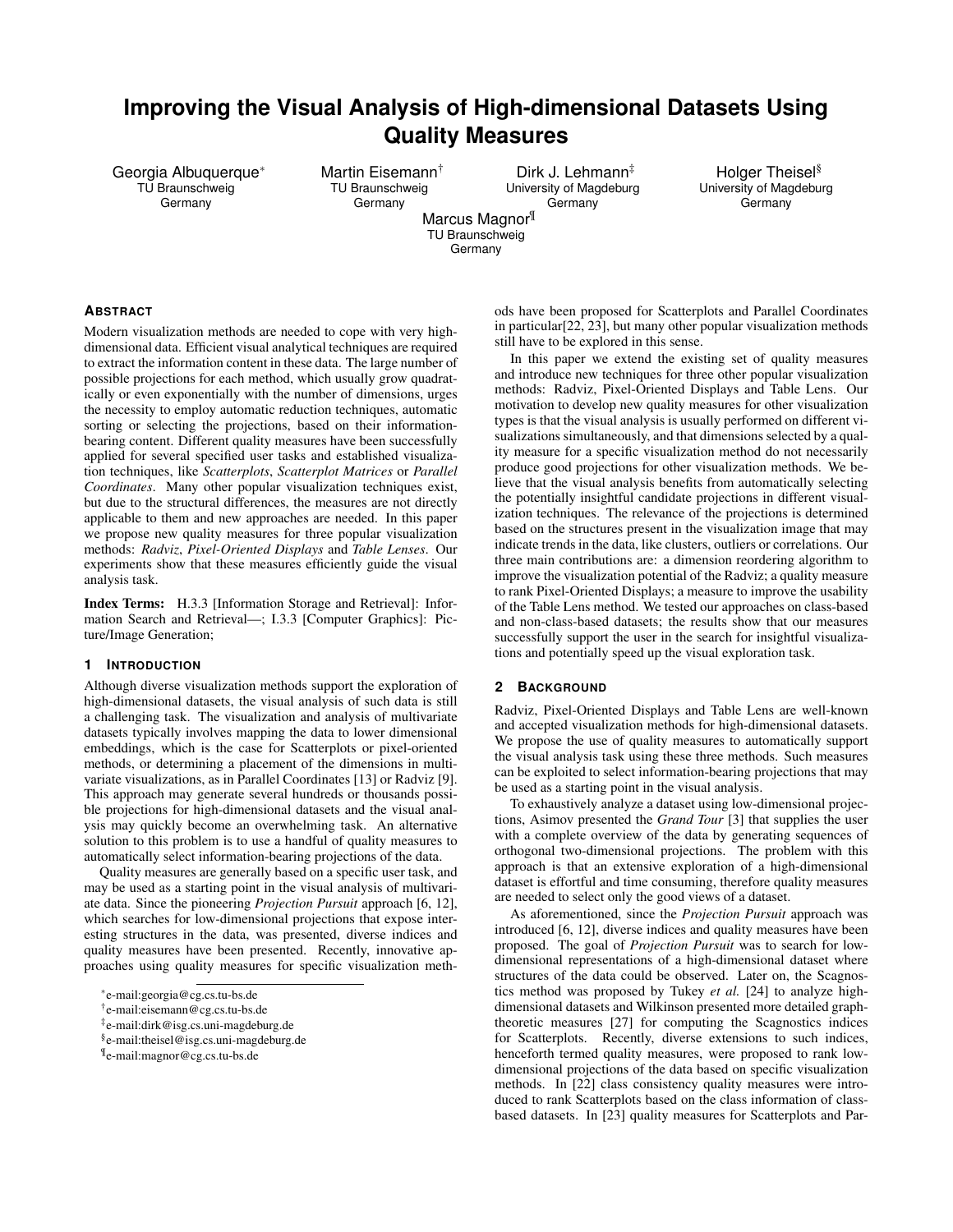# Improving the Visual Analysis of High-dimensional Datasets Using Quality Measures

Georgia Albuquerque* TU Braunschweig Germany

Martin Eisemann† TU Braunschweig Germany

Dirk J. Lehmann‡ University of Magdeburg Germany

Holger Theisel§ University of Magdeburg Germany

Marcus Magnor¶ TU Braunschweig Germany

## Abstract

Modern visualization methods are needed to cope with very high-dimensional data. Efficient visual analytical techniques are required to extract the information content in these data. The large number of possible projections for each method, which usually grow quadratically or even exponentially with the number of dimensions, urges the necessity to employ automatic reduction techniques, automatic sorting or selecting the projections, based on their information-bearing content. Different quality measures have been successfully applied for several specified user tasks and established visualization techniques, like *Scatterplots*, *Scatterplot Matrices* or *Parallel Coordinates*. Many other popular visualization techniques exist, but due to the structural differences, the measures are not directly applicable to them and new approaches are needed. In this paper we propose new quality measures for three popular visualization methods: *Radviz*, *Pixel-Oriented Displays* and *Table Lenses*. Our experiments show that these measures efficiently guide the visual analysis task.

**Index Terms:** H.3.3 [Information Storage and Retrieval]: Information Search and Retrieval—; I.3.3 [Computer Graphics]: Picture/Image Generation;

## 1 Introduction

Although diverse visualization methods support the exploration of high-dimensional datasets, the visual analysis of such data is still a challenging task. The visualization and analysis of multivariate datasets typically involves mapping the data to lower dimensional embeddings, which is the case for Scatterplots or pixel-oriented methods, or determining a placement of the dimensions in multivariate visualizations, as in Parallel Coordinates [13] or Radviz [9]. This approach may generate several hundreds or thousands possible projections for high-dimensional datasets and the visual analysis may quickly become an overwhelming task. An alternative solution to this problem is to use a handful of quality measures to automatically select information-bearing projections of the data.

Quality measures are generally based on a specific user task, and may be used as a starting point in the visual analysis of multivariate data. Since the pioneering *Projection Pursuit* approach [6, 12], which searches for low-dimensional projections that expose interesting structures in the data, was presented, diverse indices and quality measures have been presented. Recently, innovative approaches using quality measures for specific visualization methods have been proposed for Scatterplots and Parallel Coordinates in particular[22, 23], but many other popular visualization methods still have to be explored in this sense.

In this paper we extend the existing set of quality measures and introduce new techniques for three other popular visualization methods: Radviz, Pixel-Oriented Displays and Table Lens. Our motivation to develop new quality measures for other visualization types is that the visual analysis is usually performed on different visualizations simultaneously, and that dimensions selected by a quality measure for a specific visualization method do not necessarily produce good projections for other visualization methods. We believe that the visual analysis benefits from automatically selecting the potentially insightful candidate projections in different visualization techniques. The relevance of the projections is determined based on the structures present in the visualization image that may indicate trends in the data, like clusters, outliers or correlations. Our three main contributions are: a dimension reordering algorithm to improve the visualization potential of the Radviz; a quality measure to rank Pixel-Oriented Displays; a measure to improve the usability of the Table Lens method. We tested our approaches on class-based and non-class-based datasets; the results show that our measures successfully support the user in the search for insightful visualizations and potentially speed up the visual exploration task.

## 2 Background

Radviz, Pixel-Oriented Displays and Table Lens are well-known and accepted visualization methods for high-dimensional datasets. We propose the use of quality measures to automatically support the visual analysis task using these three methods. Such measures can be exploited to select information-bearing projections that may be used as a starting point in the visual analysis.

To exhaustively analyze a dataset using low-dimensional projections, Asimov presented the *Grand Tour* [3] that supplies the user with a complete overview of the data by generating sequences of orthogonal two-dimensional projections. The problem with this approach is that an extensive exploration of a high-dimensional dataset is effortful and time consuming, therefore quality measures are needed to select only the good views of a dataset.

As aforementioned, since the *Projection Pursuit* approach was introduced [6, 12], diverse indices and quality measures have been proposed. The goal of *Projection Pursuit* was to search for low-dimensional representations of a high-dimensional dataset where structures of the data could be observed. Later on, the Scagnostics method was proposed by Tukey *et al.* [24] to analyze high-dimensional datasets and Wilkinson presented more detailed graph-theoretic measures [27] for computing the Scagnostics indices for Scatterplots. Recently, diverse extensions to such indices, henceforth termed quality measures, were proposed to rank low-dimensional projections of the data based on specific visualization methods. In [22] class consistency quality measures were introduced to rank Scatterplots based on the class information of class-based datasets. In [23] quality measures for Scatterplots and Par-

*e-mail:georgia@cg.cs.tu-bs.de

†e-mail:eisemann@cg.cs.tu-bs.de

‡e-mail:dirk@isg.cs.uni-magdeburg.de

§e-mail:theisel@isg.cs.uni-magdeburg.de

¶e-mail:magnor@cg.cs.tu-bs.de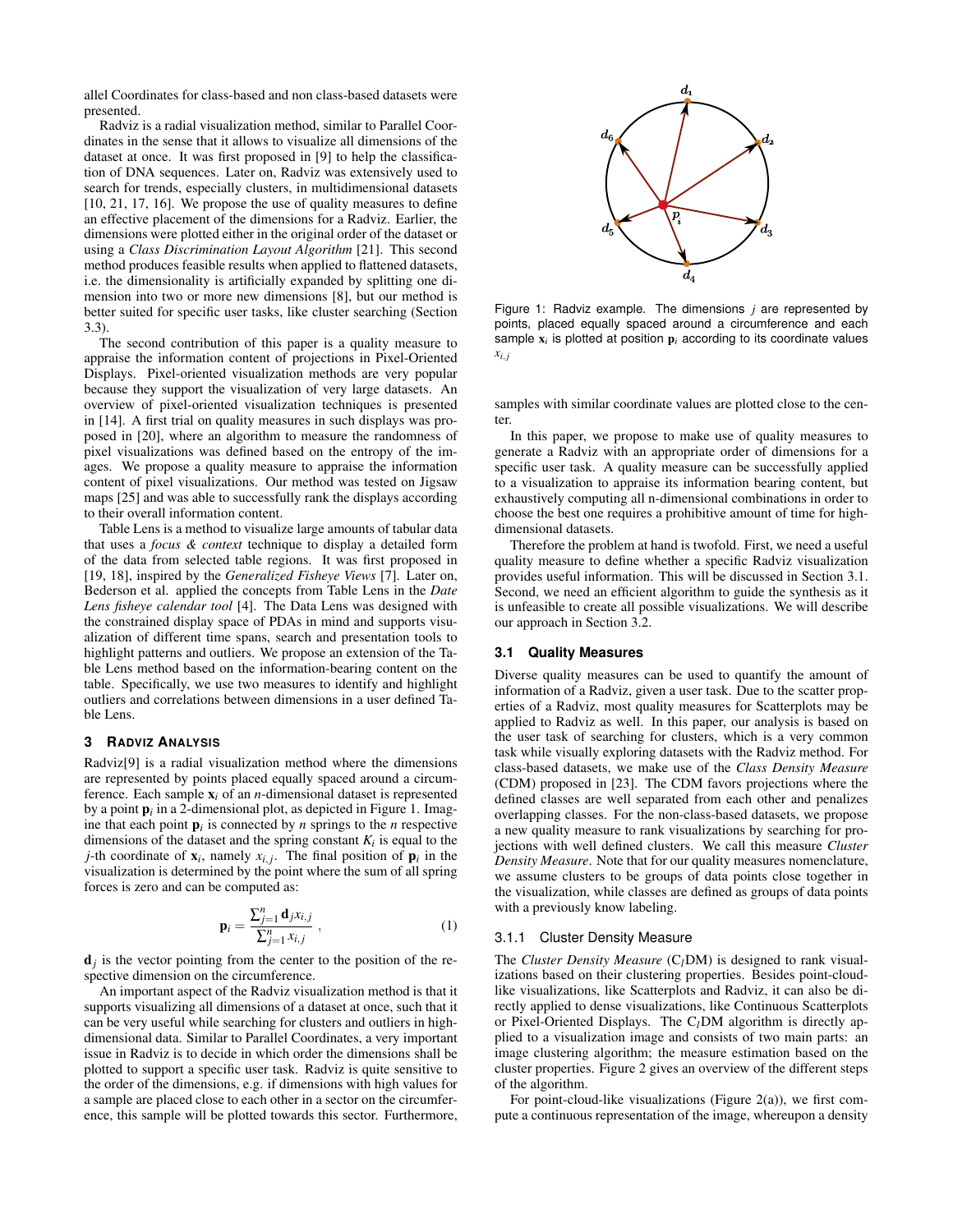allel Coordinates for class-based and non class-based datasets were presented.

Radviz is a radial visualization method, similar to Parallel Coordinates in the sense that it allows to visualize all dimensions of the dataset at once. It was first proposed in [9] to help the classification of DNA sequences. Later on, Radviz was extensively used to search for trends, especially clusters, in multidimensional datasets [10, 21, 17, 16]. We propose the use of quality measures to define an effective placement of the dimensions for a Radviz. Earlier, the dimensions were plotted either in the original order of the dataset or using a *Class Discrimination Layout Algorithm* [21]. This second method produces feasible results when applied to flattened datasets, i.e. the dimensionality is artificially expanded by splitting one dimension into two or more new dimensions [8], but our method is better suited for specific user tasks, like cluster searching (Section 3.3).

The second contribution of this paper is a quality measure to appraise the information content of projections in Pixel-Oriented Displays. Pixel-oriented visualization methods are very popular because they support the visualization of very large datasets. An overview of pixel-oriented visualization techniques is presented in [14]. A first trial on quality measures in such displays was proposed in [20], where an algorithm to measure the randomness of pixel visualizations was defined based on the entropy of the images. We propose a quality measure to appraise the information content of pixel visualizations. Our method was tested on Jigsaw maps [25] and was able to successfully rank the displays according to their overall information content.

Table Lens is a method to visualize large amounts of tabular data that uses a *focus & context* technique to display a detailed form of the data from selected table regions. It was first proposed in [19, 18], inspired by the *Generalized Fisheye Views* [7]. Later on, Bederson et al. applied the concepts from Table Lens in the *Date Lens fisheye calendar tool* [4]. The Data Lens was designed with the constrained display space of PDAs in mind and supports visualization of different time spans, search and presentation tools to highlight patterns and outliers. We propose an extension of the Table Lens method based on the information-bearing content on the table. Specifically, we use two measures to identify and highlight outliers and correlations between dimensions in a user defined Table Lens.

## 3 Radviz Analysis

Radviz[9] is a radial visualization method where the dimensions are represented by points placed equally spaced around a circumference. Each sample $\mathbf{x}_i$ of an $n$-dimensional dataset is represented by a point $\mathbf{p}_i$ in a 2-dimensional plot, as depicted in Figure 1. Imagine that each point $\mathbf{p}_i$ is connected by $n$ springs to the $n$ respective dimensions of the dataset and the spring constant $K_i$ is equal to the $j$-th coordinate of $\mathbf{x}_i$, namely $x_{i,j}$. The final position of $\mathbf{p}_i$ in the visualization is determined by the point where the sum of all spring forces is zero and can be computed as:

$$\mathbf{p}_i = \frac{\sum_{j=1}^{n} \mathbf{d}_j x_{i,j}}{\sum_{j=1}^{n} x_{i,j}} , \qquad (1)$$

$\mathbf{d}_j$ is the vector pointing from the center to the position of the respective dimension on the circumference.

An important aspect of the Radviz visualization method is that it supports visualizing all dimensions of a dataset at once, such that it can be very useful while searching for clusters and outliers in high-dimensional data. Similar to Parallel Coordinates, a very important issue in Radviz is to decide in which order the dimensions shall be plotted to support a specific user task. Radviz is quite sensitive to the order of the dimensions, e.g. if dimensions with high values for a sample are placed close to each other in a sector on the circumference, this sample will be plotted towards this sector. Furthermore,

Figure 1: Radviz example. The dimensions $j$ are represented by points, placed equally spaced around a circumference and each sample $\mathbf{x}_i$ is plotted at position $\mathbf{p}_i$ according to its coordinate values $x_{i,j}$

samples with similar coordinate values are plotted close to the center.

In this paper, we propose to make use of quality measures to generate a Radviz with an appropriate order of dimensions for a specific user task. A quality measure can be successfully applied to a visualization to appraise its information bearing content, but exhaustively computing all n-dimensional combinations in order to choose the best one requires a prohibitive amount of time for high-dimensional datasets.

Therefore the problem at hand is twofold. First, we need a useful quality measure to define whether a specific Radviz visualization provides useful information. This will be discussed in Section 3.1. Second, we need an efficient algorithm to guide the synthesis as it is unfeasible to create all possible visualizations. We will describe our approach in Section 3.2.

### 3.1 Quality Measures

Diverse quality measures can be used to quantify the amount of information of a Radviz, given a user task. Due to the scatter properties of a Radviz, most quality measures for Scatterplots may be applied to Radviz as well. In this paper, our analysis is based on the user task of searching for clusters, which is a very common task while visually exploring datasets with the Radviz method. For class-based datasets, we make use of the *Class Density Measure* (CDM) proposed in [23]. The CDM favors projections where the defined classes are well separated from each other and penalizes overlapping classes. For the non-class-based datasets, we propose a new quality measure to rank visualizations by searching for projections with well defined clusters. We call this measure *Cluster Density Measure*. Note that for our quality measures nomenclature, we assume clusters to be groups of data points close together in the visualization, while classes are defined as groups of data points with a previously know labeling.

#### 3.1.1 Cluster Density Measure

The *Cluster Density Measure* ($C_lDM$) is designed to rank visualizations based on their clustering properties. Besides point-cloud-like visualizations, like Scatterplots and Radviz, it can also be directly applied to dense visualizations, like Continuous Scatterplots or Pixel-Oriented Displays. The $C_lDM$ algorithm is directly applied to a visualization image and consists of two main parts: an image clustering algorithm; the measure estimation based on the cluster properties. Figure 2 gives an overview of the different steps of the algorithm.

For point-cloud-like visualizations (Figure 2(a)), we first compute a continuous representation of the image, whereupon a density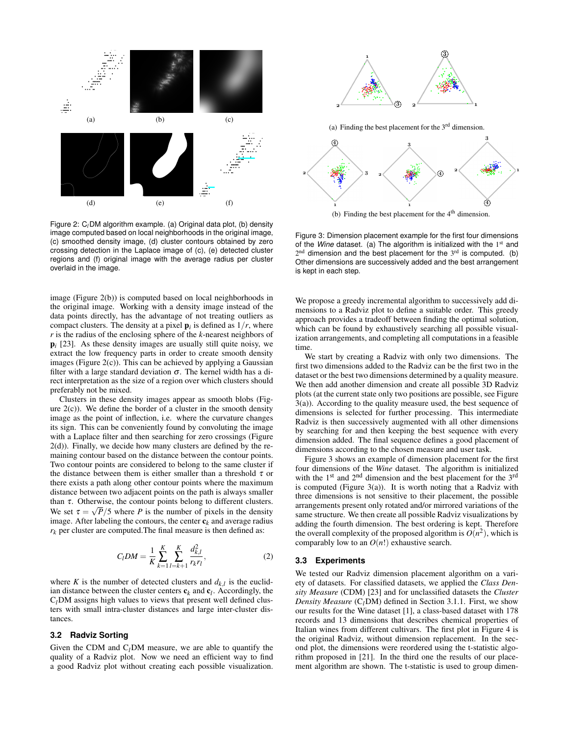Figure 2: $C_l$DM algorithm example. (a) Original data plot, (b) density image computed based on local neighborhoods in the original image, (c) smoothed density image, (d) cluster contours obtained by zero crossing detection in the Laplace image of (c), (e) detected cluster regions and (f) original image with the average radius per cluster overlaid in the image.

image (Figure 2(b)) is computed based on local neighborhoods in the original image. Working with a density image instead of the data points directly, has the advantage of not treating outliers as compact clusters. The density at a pixel $\mathbf{p}_i$ is defined as $1/r$, where $r$ is the radius of the enclosing sphere of the $k$-nearest neighbors of $\mathbf{p}_i$ [23]. As these density images are usually still quite noisy, we extract the low frequency parts in order to create smooth density images (Figure 2(c)). This can be achieved by applying a Gaussian filter with a large standard deviation $\sigma$. The kernel width has a direct interpretation as the size of a region over which clusters should preferably not be mixed.

Clusters in these density images appear as smooth blobs (Figure 2(c)). We define the border of a cluster in the smooth density image as the point of inflection, i.e. where the curvature changes its sign. This can be efficiently found by convoluting the image with a Laplace filter and then searching for zero crossings (Figure 2(d)). Finally, we decide how many clusters are defined by the remaining contour based on the distance between the contour points. Two contour points are considered to belong to the same cluster if the distance between them is either smaller than a threshold $\tau$ or there exists a path along other contour points where the maximum distance between two adjacent points on the path is always smaller than $\tau$. Otherwise, the contour points belong to different clusters. We set $\tau = \sqrt{P}/5$ where $P$ is the number of pixels in the density image. After labeling the contours, the center $\mathbf{c}_k$ and average radius $r_k$ per cluster are computed.The final measure is then defined as:

$$C_lDM = \frac{1}{K}\sum_{k=1}^{K}\sum_{l=k+1}^{K}\frac{d_{k,l}^2}{r_k r_l}, \tag{2}$$

where $K$ is the number of detected clusters and $d_{k,l}$ is the euclidian distance between the cluster centers $\mathbf{c}_k$ and $\mathbf{c}_l$. Accordingly, the $C_l$DM assigns high values to views that present well defined clusters with small intra-cluster distances and large inter-cluster distances.

### 3.2 Radviz Sorting

Given the CDM and $C_l$DM measure, we are able to quantify the quality of a Radviz plot. Now we need an efficient way to find a good Radviz plot without creating each possible visualization.

(a) Finding the best placement for the 3rd dimension.

(b) Finding the best placement for the 4th dimension.

Figure 3: Dimension placement example for the first four dimensions of the *Wine* dataset. (a) The algorithm is initialized with the 1st and 2nd dimension and the best placement for the 3rd is computed. (b) Other dimensions are successively added and the best arrangement is kept in each step.

We propose a greedy incremental algorithm to successively add dimensions to a Radviz plot to define a suitable order. This greedy approach provides a tradeoff between finding the optimal solution, which can be found by exhaustively searching all possible visualization arrangements, and completing all computations in a feasible time.

We start by creating a Radviz with only two dimensions. The first two dimensions added to the Radviz can be the first two in the dataset or the best two dimensions determined by a quality measure. We then add another dimension and create all possible 3D Radviz plots (at the current state only two positions are possible, see Figure 3(a)). According to the quality measure used, the best sequence of dimensions is selected for further processing. This intermediate Radviz is then successively augmented with all other dimensions by searching for and then keeping the best sequence with every dimension added. The final sequence defines a good placement of dimensions according to the chosen measure and user task.

Figure 3 shows an example of dimension placement for the first four dimensions of the *Wine* dataset. The algorithm is initialized with the 1st and 2nd dimension and the best placement for the 3rd is computed (Figure 3(a)). It is worth noting that a Radviz with three dimensions is not sensitive to their placement, the possible arrangements present only rotated and/or mirrored variations of the same structure. We then create all possible Radviz visualizations by adding the fourth dimension. The best ordering is kept. Therefore the overall complexity of the proposed algorithm is $O(n^2)$, which is comparably low to an $O(n!)$ exhaustive search.

### 3.3 Experiments

We tested our Radviz dimension placement algorithm on a variety of datasets. For classified datasets, we applied the *Class Density Measure* (CDM) [23] and for unclassified datasets the *Cluster Density Measure* ($C_l$DM) defined in Section 3.1.1. First, we show our results for the Wine dataset [1], a class-based dataset with 178 records and 13 dimensions that describes chemical properties of Italian wines from different cultivars. The first plot in Figure 4 is the original Radviz, without dimension replacement. In the second plot, the dimensions were reordered using the t-statistic algorithm proposed in [21]. In the third one the results of our placement algorithm are shown. The t-statistic is used to group dimen-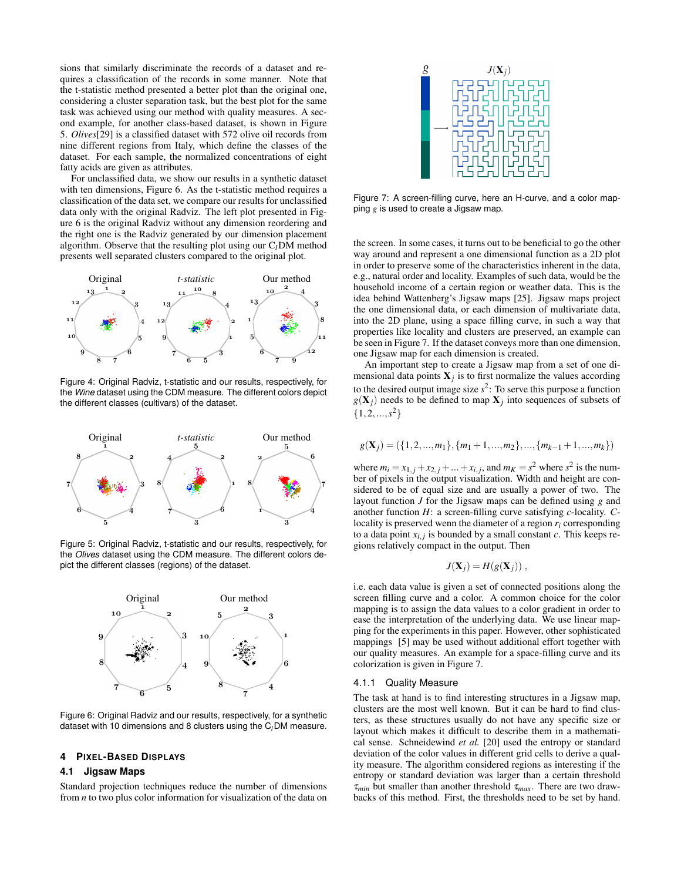sions that similarly discriminate the records of a dataset and requires a classification of the records in some manner. Note that the t-statistic method presented a better plot than the original one, considering a cluster separation task, but the best plot for the same task was achieved using our method with quality measures. A second example, for another class-based dataset, is shown in Figure 5. *Olives*[29] is a classified dataset with 572 olive oil records from nine different regions from Italy, which define the classes of the dataset. For each sample, the normalized concentrations of eight fatty acids are given as attributes.

For unclassified data, we show our results in a synthetic dataset with ten dimensions, Figure 6. As the t-statistic method requires a classification of the data set, we compare our results for unclassified data only with the original Radviz. The left plot presented in Figure 6 is the original Radviz without any dimension reordering and the right one is the Radviz generated by our dimension placement algorithm. Observe that the resulting plot using our $C_l$DM method presents well separated clusters compared to the original plot.

Figure 4: Original Radviz, t-statistic and our results, respectively, for the *Wine* dataset using the CDM measure. The different colors depict the different classes (cultivars) of the dataset.

Figure 5: Original Radviz, t-statistic and our results, respectively, for the *Olives* dataset using the CDM measure. The different colors depict the different classes (regions) of the dataset.

Figure 6: Original Radviz and our results, respectively, for a synthetic dataset with 10 dimensions and 8 clusters using the $C_l$DM measure.

## 4 Pixel-Based Displays

### 4.1 Jigsaw Maps

Standard projection techniques reduce the number of dimensions from $n$ to two plus color information for visualization of the data on the screen. In some cases, it turns out to be beneficial to go the other way around and represent a one dimensional function as a 2D plot in order to preserve some of the characteristics inherent in the data, e.g., natural order and locality. Examples of such data, would be the household income of a certain region or weather data. This is the idea behind Wattenberg's Jigsaw maps [25]. Jigsaw maps project the one dimensional data, or each dimension of multivariate data, into the 2D plane, using a space filling curve, in such a way that properties like locality and clusters are preserved, an example can be seen in Figure 7. If the dataset conveys more than one dimension, one Jigsaw map for each dimension is created.

Figure 7: A screen-filling curve, here an H-curve, and a color mapping $g$ is used to create a Jigsaw map.

An important step to create a Jigsaw map from a set of one dimensional data points $\mathbf{X}_j$ is to first normalize the values according to the desired output image size $s^2$: To serve this purpose a function $g(\mathbf{X}_j)$ needs to be defined to map $\mathbf{X}_j$ into sequences of subsets of $\{1,2,...,s^2\}$

$$g(\mathbf{X}_j) = (\{1,2,...,m_1\},\{m_1+1,...,m_2\},...,\{m_{k-1}+1,...,m_k\})$$

where $m_i = x_{1,j} + x_{2,j} + ... + x_{i,j}$, and $m_K = s^2$ where $s^2$ is the number of pixels in the output visualization. Width and height are considered to be of equal size and are usually a power of two. The layout function $J$ for the Jigsaw maps can be defined using $g$ and another function $H$: a screen-filling curve satisfying $c$-locality. $C$-locality is preserved wenn the diameter of a region $r_i$ corresponding to a data point $x_{i,j}$ is bounded by a small constant $c$. This keeps regions relatively compact in the output. Then

$$J(\mathbf{X}_j) = H(g(\mathbf{X}_j)) \,,$$

i.e. each data value is given a set of connected positions along the screen filling curve and a color. A common choice for the color mapping is to assign the data values to a color gradient in order to ease the interpretation of the underlying data. We use linear mapping for the experiments in this paper. However, other sophisticated mappings [5] may be used without additional effort together with our quality measures. An example for a space-filling curve and its colorization is given in Figure 7.

#### 4.1.1 Quality Measure

The task at hand is to find interesting structures in a Jigsaw map, clusters are the most well known. But it can be hard to find clusters, as these structures usually do not have any specific size or layout which makes it difficult to describe them in a mathematical sense. Schneidewind *et al.* [20] used the entropy or standard deviation of the color values in different grid cells to derive a quality measure. The algorithm considered regions as interesting if the entropy or standard deviation was larger than a certain threshold $\tau_{min}$ but smaller than another threshold $\tau_{max}$. There are two drawbacks of this method. First, the thresholds need to be set by hand.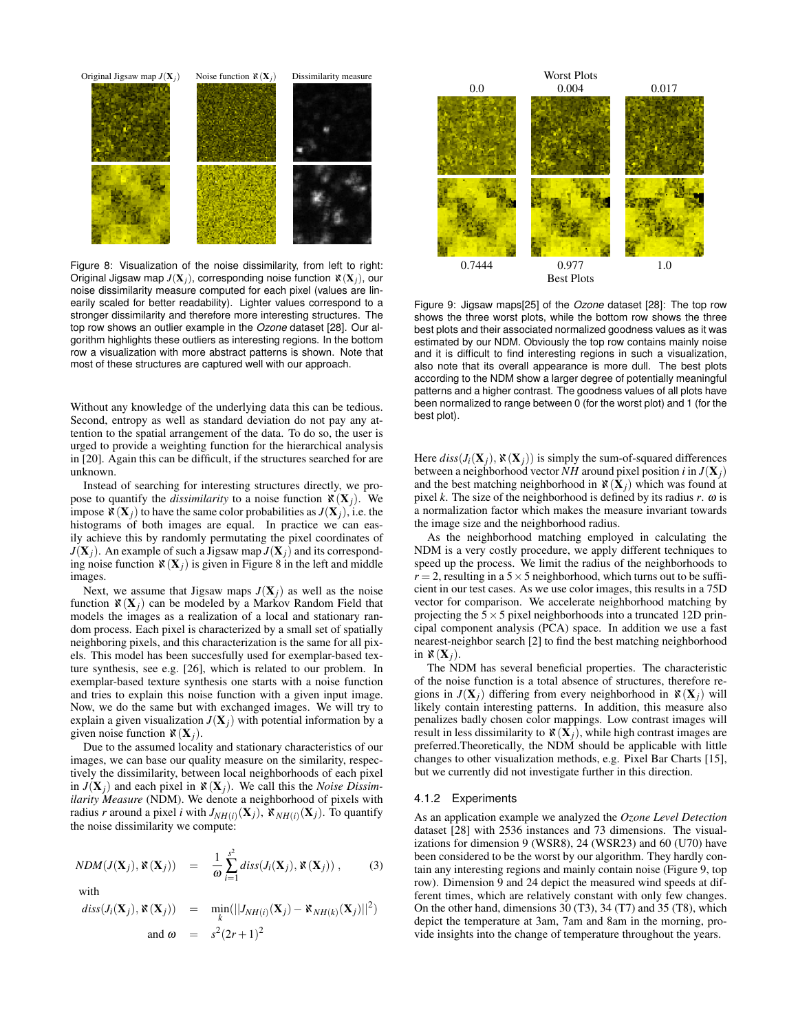Original Jigsaw map $J(\mathbf{X}_j)$ Noise function $\aleph(\mathbf{X}_j)$ Dissimilarity measure

Figure 8: Visualization of the noise dissimilarity, from left to right: Original Jigsaw map $J(\mathbf{X}_j)$, corresponding noise function $\aleph(\mathbf{X}_j)$, our noise dissimilarity measure computed for each pixel (values are linearly scaled for better readability). Lighter values correspond to a stronger dissimilarity and therefore more interesting structures. The top row shows an outlier example in the *Ozone* dataset [28]. Our algorithm highlights these outliers as interesting regions. In the bottom row a visualization with more abstract patterns is shown. Note that most of these structures are captured well with our approach.

Without any knowledge of the underlying data this can be tedious. Second, entropy as well as standard deviation do not pay any attention to the spatial arrangement of the data. To do so, the user is urged to provide a weighting function for the hierarchical analysis in [20]. Again this can be difficult, if the structures searched for are unknown.

Instead of searching for interesting structures directly, we propose to quantify the *dissimilarity* to a noise function $\aleph(\mathbf{X}_j)$. We impose $\aleph(\mathbf{X}_j)$ to have the same color probabilities as $J(\mathbf{X}_j)$, i.e. the histograms of both images are equal. In practice we can easily achieve this by randomly permutating the pixel coordinates of $J(\mathbf{X}_j)$. An example of such a Jigsaw map $J(\mathbf{X}_j)$ and its corresponding noise function $\aleph(\mathbf{X}_j)$ is given in Figure 8 in the left and middle images.

Next, we assume that Jigsaw maps $J(\mathbf{X}_j)$ as well as the noise function $\aleph(\mathbf{X}_j)$ can be modeled by a Markov Random Field that models the images as a realization of a local and stationary random process. Each pixel is characterized by a small set of spatially neighboring pixels, and this characterization is the same for all pixels. This model has been succesfully used for exemplar-based texture synthesis, see e.g. [26], which is related to our problem. In exemplar-based texture synthesis one starts with a noise function and tries to explain this noise function with a given input image. Now, we do the same but with exchanged images. We will try to explain a given visualization $J(\mathbf{X}_j)$ with potential information by a given noise function $\aleph(\mathbf{X}_j)$.

Due to the assumed locality and stationary characteristics of our images, we can base our quality measure on the similarity, respectively the dissimilarity, between local neighborhoods of each pixel in $J(\mathbf{X}_j)$ and each pixel in $\aleph(\mathbf{X}_j)$. We call this the *Noise Dissimilarity Measure* (NDM). We denote a neighborhood of pixels with radius $r$ around a pixel $i$ with $J_{NH(i)}(\mathbf{X}_j)$, $\aleph_{NH(i)}(\mathbf{X}_j)$. To quantify the noise dissimilarity we compute:

$$NDM(J(\mathbf{X}_j), \aleph(\mathbf{X}_j)) = \frac{1}{\omega} \sum_{i=1}^{s^2} diss(J_i(\mathbf{X}_j), \aleph(\mathbf{X}_j)), \quad (3)$$

with

$$diss(J_i(\mathbf{X}_j), \aleph(\mathbf{X}_j)) = \min_k (||J_{NH(i)}(\mathbf{X}_j) - \aleph_{NH(k)}(\mathbf{X}_j)||^2)$$

$$\text{and } \omega = s^2(2r+1)^2$$

Worst Plots: 0.0, 0.004, 0.017

Best Plots: 0.7444, 0.977, 1.0

Figure 9: Jigsaw maps[25] of the *Ozone* dataset [28]: The top row shows the three worst plots, while the bottom row shows the three best plots and their associated normalized goodness values as it was estimated by our NDM. Obviously the top row contains mainly noise and it is difficult to find interesting regions in such a visualization, also note that its overall appearance is more dull. The best plots according to the NDM show a larger degree of potentially meaningful patterns and a higher contrast. The goodness values of all plots have been normalized to range between 0 (for the worst plot) and 1 (for the best plot).

Here $diss(J_i(\mathbf{X}_j), \aleph(\mathbf{X}_j))$ is simply the sum-of-squared differences between a neighborhood vector $NH$ around pixel position $i$ in $J(\mathbf{X}_j)$ and the best matching neighborhood in $\aleph(\mathbf{X}_j)$ which was found at pixel $k$. The size of the neighborhood is defined by its radius $r$. $\omega$ is a normalization factor which makes the measure invariant towards the image size and the neighborhood radius.

As the neighborhood matching employed in calculating the NDM is a very costly procedure, we apply different techniques to speed up the process. We limit the radius of the neighborhoods to $r = 2$, resulting in a $5 \times 5$ neighborhood, which turns out to be sufficient in our test cases. As we use color images, this results in a 75D vector for comparison. We accelerate neighborhood matching by projecting the $5 \times 5$ pixel neighborhoods into a truncated 12D principal component analysis (PCA) space. In addition we use a fast nearest-neighbor search [2] to find the best matching neighborhood in $\aleph(\mathbf{X}_j)$.

The NDM has several beneficial properties. The characteristic of the noise function is a total absence of structures, therefore regions in $J(\mathbf{X}_j)$ differing from every neighborhood in $\aleph(\mathbf{X}_j)$ will likely contain interesting patterns. In addition, this measure also penalizes badly chosen color mappings. Low contrast images will result in less dissimilarity to $\aleph(\mathbf{X}_j)$, while high contrast images are preferred.Theoretically, the NDM should be applicable with little changes to other visualization methods, e.g. Pixel Bar Charts [15], but we currently did not investigate further in this direction.

### 4.1.2 Experiments

As an application example we analyzed the *Ozone Level Detection* dataset [28] with 2536 instances and 73 dimensions. The visualizations for dimension 9 (WSR8), 24 (WSR23) and 60 (U70) have been considered to be the worst by our algorithm. They hardly contain any interesting regions and mainly contain noise (Figure 9, top row). Dimension 9 and 24 depict the measured wind speeds at different times, which are relatively constant with only few changes. On the other hand, dimensions 30 (T3), 34 (T7) and 35 (T8), which depict the temperature at 3am, 7am and 8am in the morning, provide insights into the change of temperature throughout the years.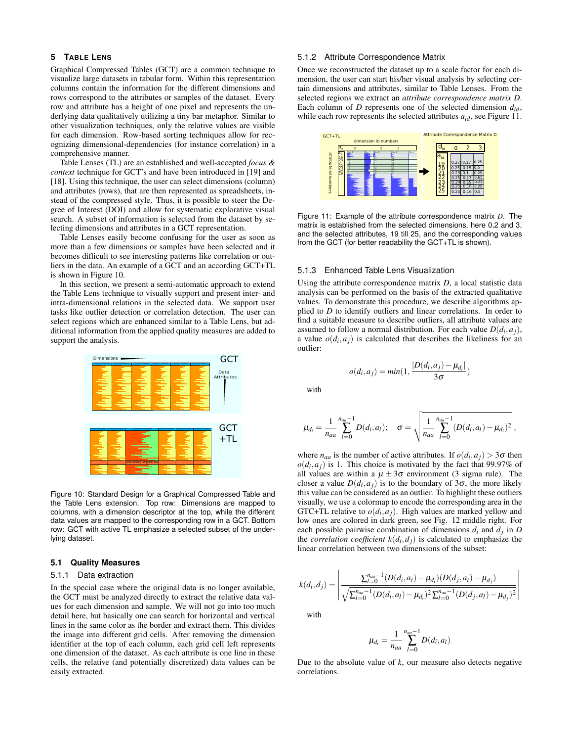## 5 Table Lens

Graphical Compressed Tables (GCT) are a common technique to visualize large datasets in tabular form. Within this representation columns contain the information for the different dimensions and rows correspond to the attributes or samples of the dataset. Every row and attribute has a height of one pixel and represents the underlying data qualitatively utilizing a tiny bar metaphor. Similar to other visualization techniques, only the relative values are visible for each dimension. Row-based sorting techniques allow for recognizing dimensional-dependencies (for instance correlation) in a comprehensive manner.

Table Lenses (TL) are an established and well-accepted *focus & context* technique for GCT's and have been introduced in [19] and [18]. Using this technique, the user can select dimensions (column) and attributes (rows), that are then represented as spreadsheets, instead of the compressed style. Thus, it is possible to steer the Degree of Interest (DOI) and allow for systematic explorative visual search. A subset of information is selected from the dataset by selecting dimensions and attributes in a GCT representation.

Table Lenses easily become confusing for the user as soon as more than a few dimensions or samples have been selected and it becomes difficult to see interesting patterns like correlation or outliers in the data. An example of a GCT and an according GCT+TL is shown in Figure 10.

In this section, we present a semi-automatic approach to extend the Table Lens technique to visually support and present inter- and intra-dimensional relations in the selected data. We support user tasks like outlier detection or correlation detection. The user can select regions which are enhanced similar to a Table Lens, but additional information from the applied quality measures are added to support the analysis.

Dimensions

GCT

Data Attributes

GCT +TL

Figure 10: Standard Design for a Graphical Compressed Table and the Table Lens extension. Top row: Dimensions are mapped to columns, with a dimension descriptor at the top, while the different data values are mapped to the corresponding row in a GCT. Bottom row: GCT with active TL emphasize a selected subset of the underlying dataset.

### 5.1 Quality Measures

#### 5.1.1 Data extraction

In the special case where the original data is no longer available, the GCT must be analyzed directly to extract the relative data values for each dimension and sample. We will not go into too much detail here, but basically one can search for horizontal and vertical lines in the same color as the border and extract them. This divides the image into different grid cells. After removing the dimension identifier at the top of each column, each grid cell left represents one dimension of the dataset. As each attribute is one line in these cells, the relative (and potentially discretized) data values can be easily extracted.

#### 5.1.2 Attribute Correspondence Matrix

Once we reconstructed the dataset up to a scale factor for each dimension, the user can start his/her visual analysis by selecting certain dimensions and attributes, similar to Table Lenses. From the selected regions we extract an *attribute correspondence matrix* $D$. Each column of $D$ represents one of the selected dimension $d_{id}$, while each row represents the selected attributes $a_{id}$, see Figure 11.

GCT+TL

dimension id numbers

attribute id numbers

Attribute Correspondence Matrix D

| $a_{id}$ \ $d_{id}$ | 0 | 2 | 3 |
|---|---|---|---|
| 19 | 0.27 | 0.17 | 0.25 |
| 20 | 0.25 | 0.15 | 0.5 |
| 21 | 0.23 | 0.1 | 0.25 |
| 22 | 0.25 | 0.17 | 0.65 |
| 23 | 0.24 | 0.19 | 0.25 |
| 24 | 0.25 | 0.16 | 0.25 |
| 25 | 0.25 | 0.16 | 0.5 |

Figure 11: Example of the attribute correspondence matrix $D$. The matrix is established from the selected dimensions, here 0,2 and 3, and the selected attributes, 19 till 25, and the corresponding values from the GCT (for better readability the GCT+TL is shown).

#### 5.1.3 Enhanced Table Lens Visualization

Using the attribute correspondence matrix $D$, a local statistic data analysis can be performed on the basis of the extracted qualitative values. To demonstrate this procedure, we describe algorithms applied to $D$ to identify outliers and linear correlations. In order to find a suitable measure to describe outliers, all attribute values are assumed to follow a normal distribution. For each value $D(d_i, a_j)$, a value $o(d_i, a_j)$ is calculated that describes the likeliness for an outlier:

$$o(d_i, a_j) = min(1, \frac{|D(d_i, a_j) - \mu_{d_i}|}{3\sigma})$$

with

$$\mu_{d_i} = \frac{1}{n_{aa}} \sum_{l=0}^{n_{aa}-1} D(d_i, a_l); \quad \sigma = \sqrt{\frac{1}{n_{aa}} \sum_{l=0}^{n_{aa}-1} (D(d_i, a_l) - \mu_{d_i})^2},$$

where $n_{aa}$ is the number of active attributes. If $o(d_i, a_j) > 3\sigma$ then $o(d_i, a_j)$ is 1. This choice is motivated by the fact that 99.97% of all values are within a $\mu \pm 3\sigma$ environment (3 sigma rule). The closer a value $D(d_i, a_j)$ is to the boundary of $3\sigma$, the more likely this value can be considered as an outlier. To highlight these outliers visually, we use a colormap to encode the corresponding area in the GTC+TL relative to $o(d_i, a_j)$. High values are marked yellow and low ones are colored in dark green, see Fig. 12 middle right. For each possible pairwise combination of dimensions $d_i$ and $d_j$ in $D$ the *correlation coefficient* $k(d_i, d_j)$ is calculated to emphasize the linear correlation between two dimensions of the subset:

$$k(d_i, d_j) = \left| \frac{\sum_{l=0}^{n_{aa}-1} (D(d_i, a_l) - \mu_{d_i})(D(d_j, a_l) - \mu_{d_j})}{\sqrt{\sum_{l=0}^{n_{aa}-1} (D(d_i, a_l) - \mu_{d_i})^2 \sum_{l=0}^{n_{aa}-1} (D(d_j, a_l) - \mu_{d_j})^2}} \right|$$

with

$$\mu_{d_i} = \frac{1}{n_{aa}} \sum_{l=0}^{n_{aa}-1} D(d_i, a_l)$$

Due to the absolute value of $k$, our measure also detects negative correlations.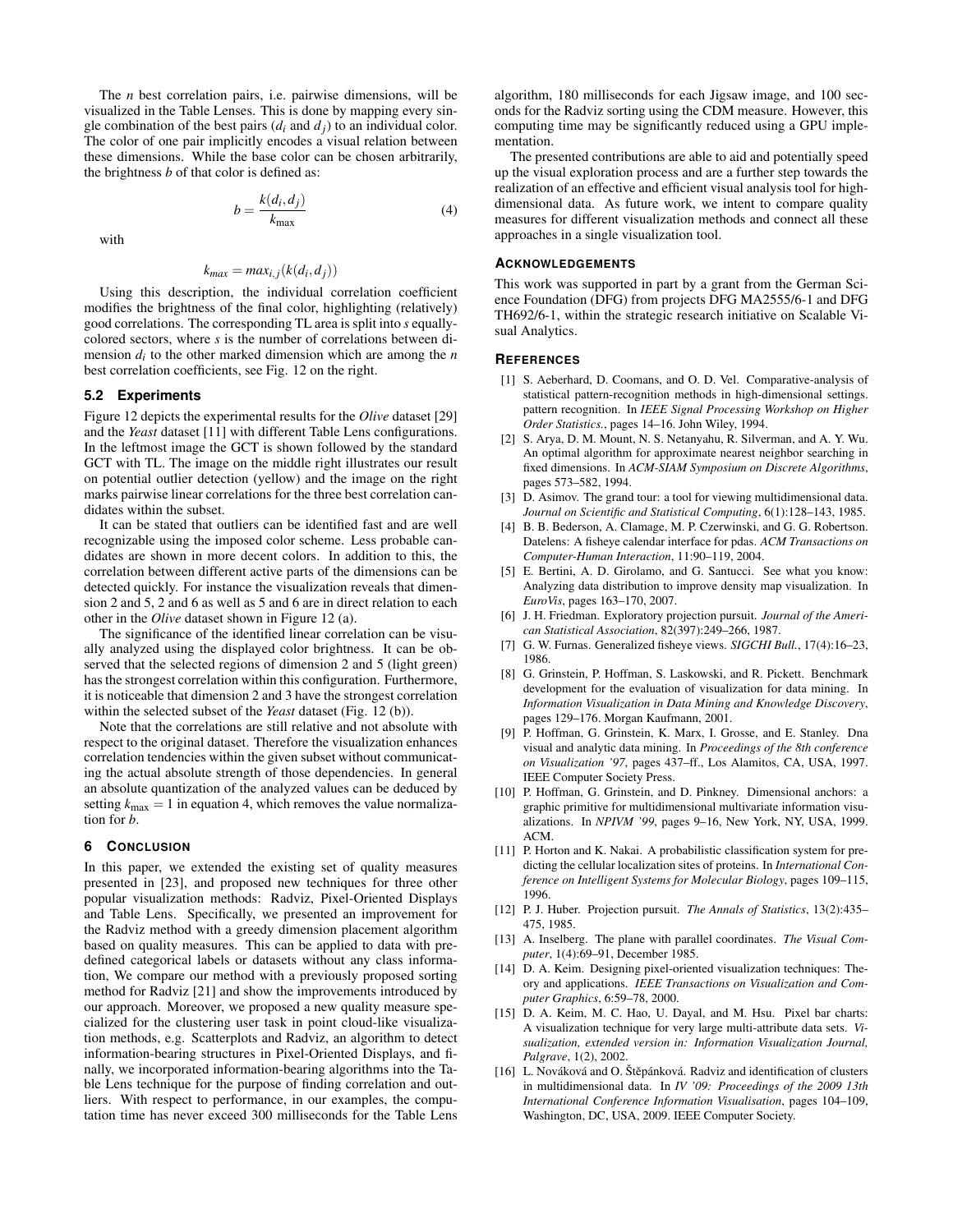The $n$ best correlation pairs, i.e. pairwise dimensions, will be visualized in the Table Lenses. This is done by mapping every single combination of the best pairs ($d_i$ and $d_j$) to an individual color. The color of one pair implicitly encodes a visual relation between these dimensions. While the base color can be chosen arbitrarily, the brightness $b$ of that color is defined as:

$$b = \frac{k(d_i, d_j)}{k_{\max}} \tag{4}$$

with

$$k_{max} = max_{i,j}(k(d_i, d_j))$$

Using this description, the individual correlation coefficient modifies the brightness of the final color, highlighting (relatively) good correlations. The corresponding TL area is split into $s$ equally-colored sectors, where $s$ is the number of correlations between dimension $d_i$ to the other marked dimension which are among the $n$ best correlation coefficients, see Fig. 12 on the right.

### 5.2 Experiments

Figure 12 depicts the experimental results for the *Olive* dataset [29] and the *Yeast* dataset [11] with different Table Lens configurations. In the leftmost image the GCT is shown followed by the standard GCT with TL. The image on the middle right illustrates our result on potential outlier detection (yellow) and the image on the right marks pairwise linear correlations for the three best correlation candidates within the subset.

It can be stated that outliers can be identified fast and are well recognizable using the imposed color scheme. Less probable candidates are shown in more decent colors. In addition to this, the correlation between different active parts of the dimensions can be detected quickly. For instance the visualization reveals that dimension 2 and 5, 2 and 6 as well as 5 and 6 are in direct relation to each other in the *Olive* dataset shown in Figure 12 (a).

The significance of the identified linear correlation can be visually analyzed using the displayed color brightness. It can be observed that the selected regions of dimension 2 and 5 (light green) has the strongest correlation within this configuration. Furthermore, it is noticeable that dimension 2 and 3 have the strongest correlation within the selected subset of the *Yeast* dataset (Fig. 12 (b)).

Note that the correlations are still relative and not absolute with respect to the original dataset. Therefore the visualization enhances correlation tendencies within the given subset without communicating the actual absolute strength of those dependencies. In general an absolute quantization of the analyzed values can be deduced by setting $k_{\max} = 1$ in equation 4, which removes the value normalization for $b$.

## 6 Conclusion

In this paper, we extended the existing set of quality measures presented in [23], and proposed new techniques for three other popular visualization methods: Radviz, Pixel-Oriented Displays and Table Lens. Specifically, we presented an improvement for the Radviz method with a greedy dimension placement algorithm based on quality measures. This can be applied to data with predefined categorical labels or datasets without any class information, We compare our method with a previously proposed sorting method for Radviz [21] and show the improvements introduced by our approach. Moreover, we proposed a new quality measure specialized for the clustering user task in point cloud-like visualization methods, e.g. Scatterplots and Radviz, an algorithm to detect information-bearing structures in Pixel-Oriented Displays, and finally, we incorporated information-bearing algorithms into the Table Lens technique for the purpose of finding correlation and outliers. With respect to performance, in our examples, the computation time has never exceed 300 milliseconds for the Table Lens algorithm, 180 milliseconds for each Jigsaw image, and 100 seconds for the Radviz sorting using the CDM measure. However, this computing time may be significantly reduced using a GPU implementation.

The presented contributions are able to aid and potentially speed up the visual exploration process and are a further step towards the realization of an effective and efficient visual analysis tool for high-dimensional data. As future work, we intent to compare quality measures for different visualization methods and connect all these approaches in a single visualization tool.

## Acknowledgements

This work was supported in part by a grant from the German Science Foundation (DFG) from projects DFG MA2555/6-1 and DFG TH692/6-1, within the strategic research initiative on Scalable Visual Analytics.

## References

[1] S. Aeberhard, D. Coomans, and O. D. Vel. Comparative-analysis of statistical pattern-recognition methods in high-dimensional settings. pattern recognition. In *IEEE Signal Processing Workshop on Higher Order Statistics.*, pages 14–16. John Wiley, 1994.

[2] S. Arya, D. M. Mount, N. S. Netanyahu, R. Silverman, and A. Y. Wu. An optimal algorithm for approximate nearest neighbor searching in fixed dimensions. In *ACM-SIAM Symposium on Discrete Algorithms*, pages 573–582, 1994.

[3] D. Asimov. The grand tour: a tool for viewing multidimensional data. *Journal on Scientific and Statistical Computing*, 6(1):128–143, 1985.

[4] B. B. Bederson, A. Clamage, M. P. Czerwinski, and G. G. Robertson. Datelens: A fisheye calendar interface for pdas. *ACM Transactions on Computer-Human Interaction*, 11:90–119, 2004.

[5] E. Bertini, A. D. Girolamo, and G. Santucci. See what you know: Analyzing data distribution to improve density map visualization. In *EuroVis*, pages 163–170, 2007.

[6] J. H. Friedman. Exploratory projection pursuit. *Journal of the American Statistical Association*, 82(397):249–266, 1987.

[7] G. W. Furnas. Generalized fisheye views. *SIGCHI Bull.*, 17(4):16–23, 1986.

[8] G. Grinstein, P. Hoffman, S. Laskowski, and R. Pickett. Benchmark development for the evaluation of visualization for data mining. In *Information Visualization in Data Mining and Knowledge Discovery*, pages 129–176. Morgan Kaufmann, 2001.

[9] P. Hoffman, G. Grinstein, K. Marx, I. Grosse, and E. Stanley. Dna visual and analytic data mining. In *Proceedings of the 8th conference on Visualization '97*, pages 437–ff., Los Alamitos, CA, USA, 1997. IEEE Computer Society Press.

[10] P. Hoffman, G. Grinstein, and D. Pinkney. Dimensional anchors: a graphic primitive for multidimensional multivariate information visualizations. In *NPIVM '99*, pages 9–16, New York, NY, USA, 1999. ACM.

[11] P. Horton and K. Nakai. A probabilistic classification system for predicting the cellular localization sites of proteins. In *International Conference on Intelligent Systems for Molecular Biology*, pages 109–115, 1996.

[12] P. J. Huber. Projection pursuit. *The Annals of Statistics*, 13(2):435–475, 1985.

[13] A. Inselberg. The plane with parallel coordinates. *The Visual Computer*, 1(4):69–91, December 1985.

[14] D. A. Keim. Designing pixel-oriented visualization techniques: Theory and applications. *IEEE Transactions on Visualization and Computer Graphics*, 6:59–78, 2000.

[15] D. A. Keim, M. C. Hao, U. Dayal, and M. Hsu. Pixel bar charts: A visualization technique for very large multi-attribute data sets. *Visualization, extended version in: Information Visualization Journal, Palgrave*, 1(2), 2002.

[16] L. Nováková and O. Štěpánková. Radviz and identification of clusters in multidimensional data. In *IV '09: Proceedings of the 2009 13th International Conference Information Visualisation*, pages 104–109, Washington, DC, USA, 2009. IEEE Computer Society.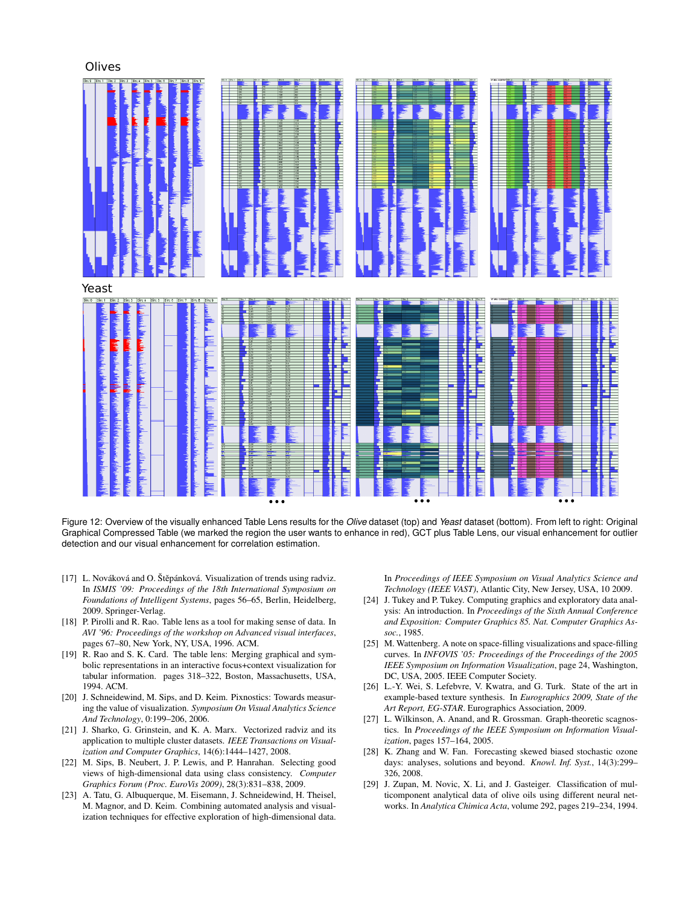Olives

Yeast

Figure 12: Overview of the visually enhanced Table Lens results for the *Olive* dataset (top) and *Yeast* dataset (bottom). From left to right: Original Graphical Compressed Table (we marked the region the user wants to enhance in red), GCT plus Table Lens, our visual enhancement for outlier detection and our visual enhancement for correlation estimation.

[17] L. Nováková and O. Štěpánková. Visualization of trends using radviz. In *ISMIS '09: Proceedings of the 18th International Symposium on Foundations of Intelligent Systems*, pages 56–65, Berlin, Heidelberg, 2009. Springer-Verlag.

[18] P. Pirolli and R. Rao. Table lens as a tool for making sense of data. In *AVI '96: Proceedings of the workshop on Advanced visual interfaces*, pages 67–80, New York, NY, USA, 1996. ACM.

[19] R. Rao and S. K. Card. The table lens: Merging graphical and symbolic representations in an interactive focus+context visualization for tabular information. pages 318–322, Boston, Massachusetts, USA, 1994. ACM.

[20] J. Schneidewind, M. Sips, and D. Keim. Pixnostics: Towards measuring the value of visualization. *Symposium On Visual Analytics Science And Technology*, 0:199–206, 2006.

[21] J. Sharko, G. Grinstein, and K. A. Marx. Vectorized radviz and its application to multiple cluster datasets. *IEEE Transactions on Visualization and Computer Graphics*, 14(6):1444–1427, 2008.

[22] M. Sips, B. Neubert, J. P. Lewis, and P. Hanrahan. Selecting good views of high-dimensional data using class consistency. *Computer Graphics Forum (Proc. EuroVis 2009)*, 28(3):831–838, 2009.

[23] A. Tatu, G. Albuquerque, M. Eisemann, J. Schneidewind, H. Theisel, M. Magnor, and D. Keim. Combining automated analysis and visualization techniques for effective exploration of high-dimensional data. In *Proceedings of IEEE Symposium on Visual Analytics Science and Technology (IEEE VAST)*, Atlantic City, New Jersey, USA, 10 2009.

[24] J. Tukey and P. Tukey. Computing graphics and exploratory data analysis: An introduction. In *Proceedings of the Sixth Annual Conference and Exposition: Computer Graphics 85. Nat. Computer Graphics Assoc.*, 1985.

[25] M. Wattenberg. A note on space-filling visualizations and space-filling curves. In *INFOVIS '05: Proceedings of the Proceedings of the 2005 IEEE Symposium on Information Visualization*, page 24, Washington, DC, USA, 2005. IEEE Computer Society.

[26] L.-Y. Wei, S. Lefebvre, V. Kwatra, and G. Turk. State of the art in example-based texture synthesis. In *Eurographics 2009, State of the Art Report, EG-STAR*. Eurographics Association, 2009.

[27] L. Wilkinson, A. Anand, and R. Grossman. Graph-theoretic scagnostics. In *Proceedings of the IEEE Symposium on Information Visualization*, pages 157–164, 2005.

[28] K. Zhang and W. Fan. Forecasting skewed biased stochastic ozone days: analyses, solutions and beyond. *Knowl. Inf. Syst.*, 14(3):299–326, 2008.

[29] J. Zupan, M. Novic, X. Li, and J. Gasteiger. Classification of multicomponent analytical data of olive oils using different neural networks. In *Analytica Chimica Acta*, volume 292, pages 219–234, 1994.